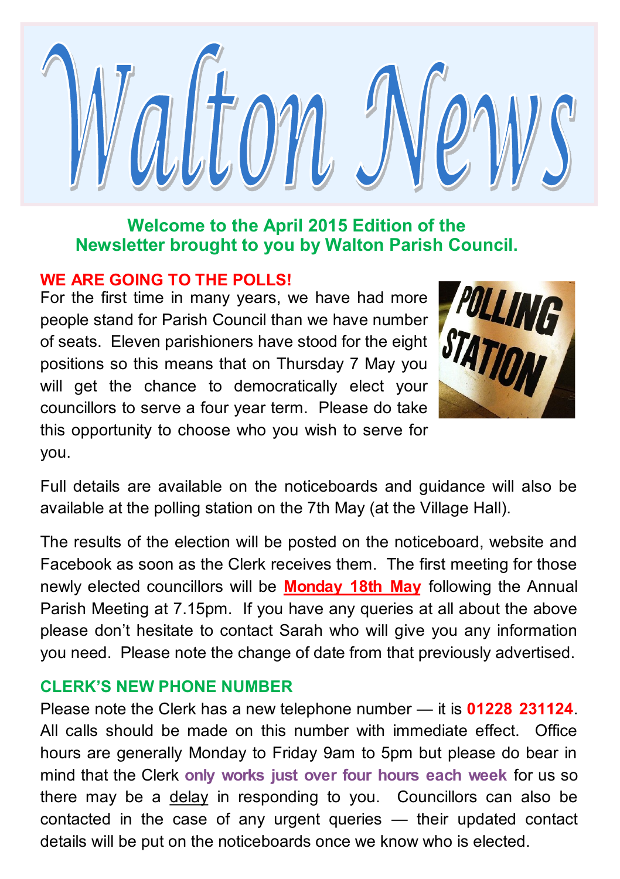# Walton News

**Welcome to the April 2015 Edition of the Newsletter brought to you by Walton Parish Council.**

## WE ARE GOING TO THE POLLS!

For the first time in many years, we have had more people stand for Parish Council than we have number of seats. Eleven parishioners have stood for the eight positions so this means that on Thursday 7 May you will get the chance to democratically elect your councillors to serve a four year term. Please do take this opportunity to choose who you wish to serve for you.

Full details are available on the noticeboards and guidance will also be available at the polling station on the 7th May (at the Village Hall).

The results of the election will be posted on the noticeboard, website and Facebook as soon as the Clerk receives them. The first meeting for those newly elected councillors will be **Monday 18th May** following the Annual Parish Meeting at 7.15pm. If you have any queries at all about the above please don't hesitate to contact Sarah who will give you any information you need. Please note the change of date from that previously advertised.

## CLERK'S NEW PHONE NUMBER

Please note the Clerk has a new telephone number — it is **01228 231124**. All calls should be made on this number with immediate effect. Office hours are generally Monday to Friday 9am to 5pm but please do bear in mind that the Clerk **only works just over four hours each week** for us so there may be a delay in responding to you. Councillors can also be contacted in the case of any urgent queries — their updated contact details will be put on the noticeboards once we know who is elected.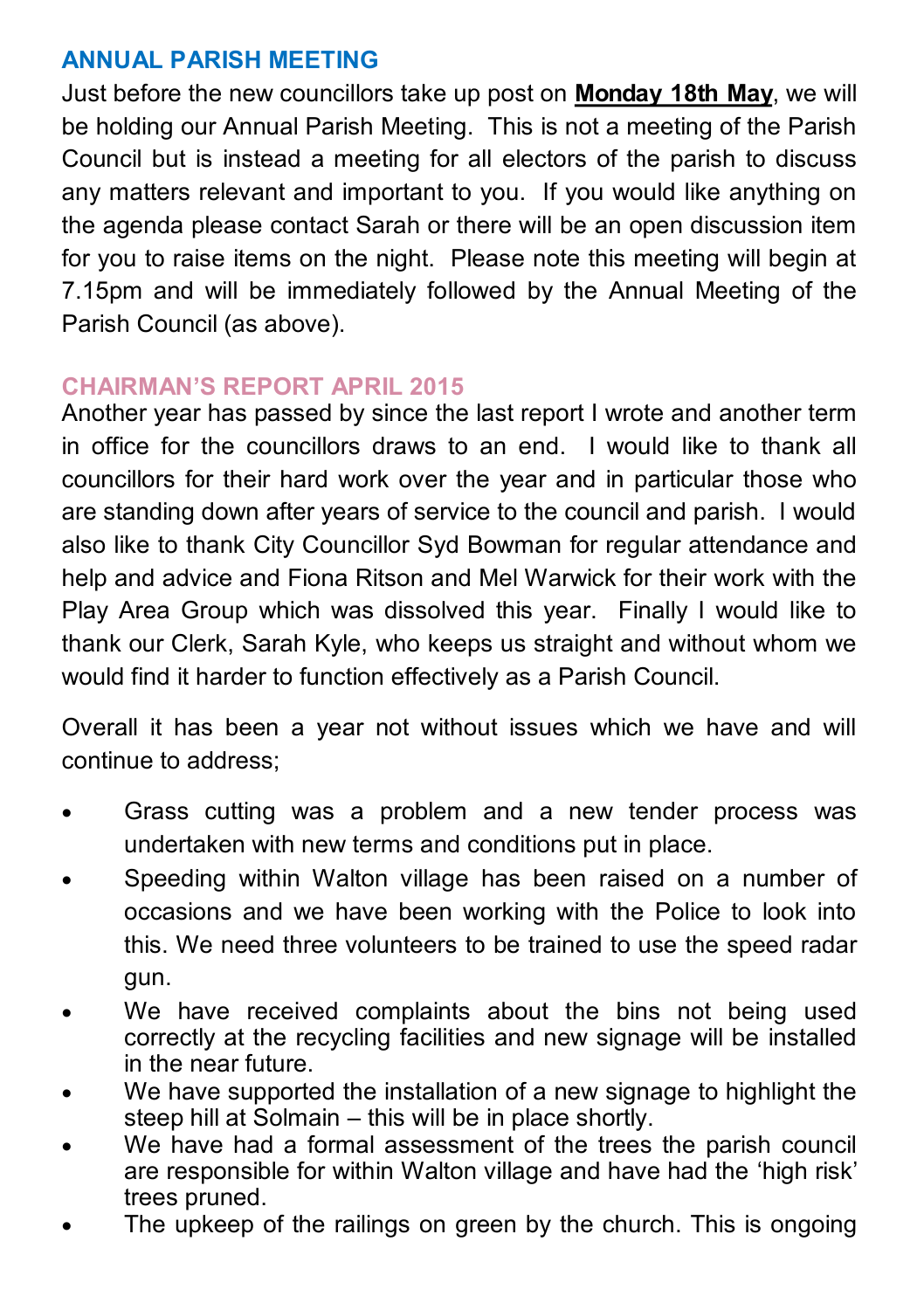## ANNUAL PARISH MEETING

Just before the new councillors take up post on **Monday 18th May**, we will be holding our Annual Parish Meeting. This is not a meeting of the Parish Council but is instead a meeting for all electors of the parish to discuss any matters relevant and important to you. If you would like anything on the agenda please contact Sarah or there will be an open discussion item for you to raise items on the night. Please note this meeting will begin at 7.15pm and will be immediately followed by the Annual Meeting of the Parish Council (as above).

## CHAIRMAN'S REPORT APRIL 2015

Another year has passed by since the last report I wrote and another term in office for the councillors draws to an end. I would like to thank all councillors for their hard work over the year and in particular those who are standing down after years of service to the council and parish. I would also like to thank City Councillor Syd Bowman for regular attendance and help and advice and Fiona Ritson and Mel Warwick for their work with the Play Area Group which was dissolved this year. Finally I would like to thank our Clerk, Sarah Kyle, who keeps us straight and without whom we would find it harder to function effectively as a Parish Council.

Overall it has been a year not without issues which we have and will continue to address;

- Grass cutting was a problem and a new tender process was undertaken with new terms and conditions put in place.
- Speeding within Walton village has been raised on a number of occasions and we have been working with the Police to look into this. We need three volunteers to be trained to use the speed radar gun.
- We have received complaints about the bins not being used correctly at the recycling facilities and new signage will be installed in the near future.
- We have supported the installation of a new signage to highlight the steep hill at Solmain – this will be in place shortly.
- We have had a formal assessment of the trees the parish council are responsible for within Walton village and have had the 'high risk' trees pruned.
- The upkeep of the railings on green by the church. This is ongoing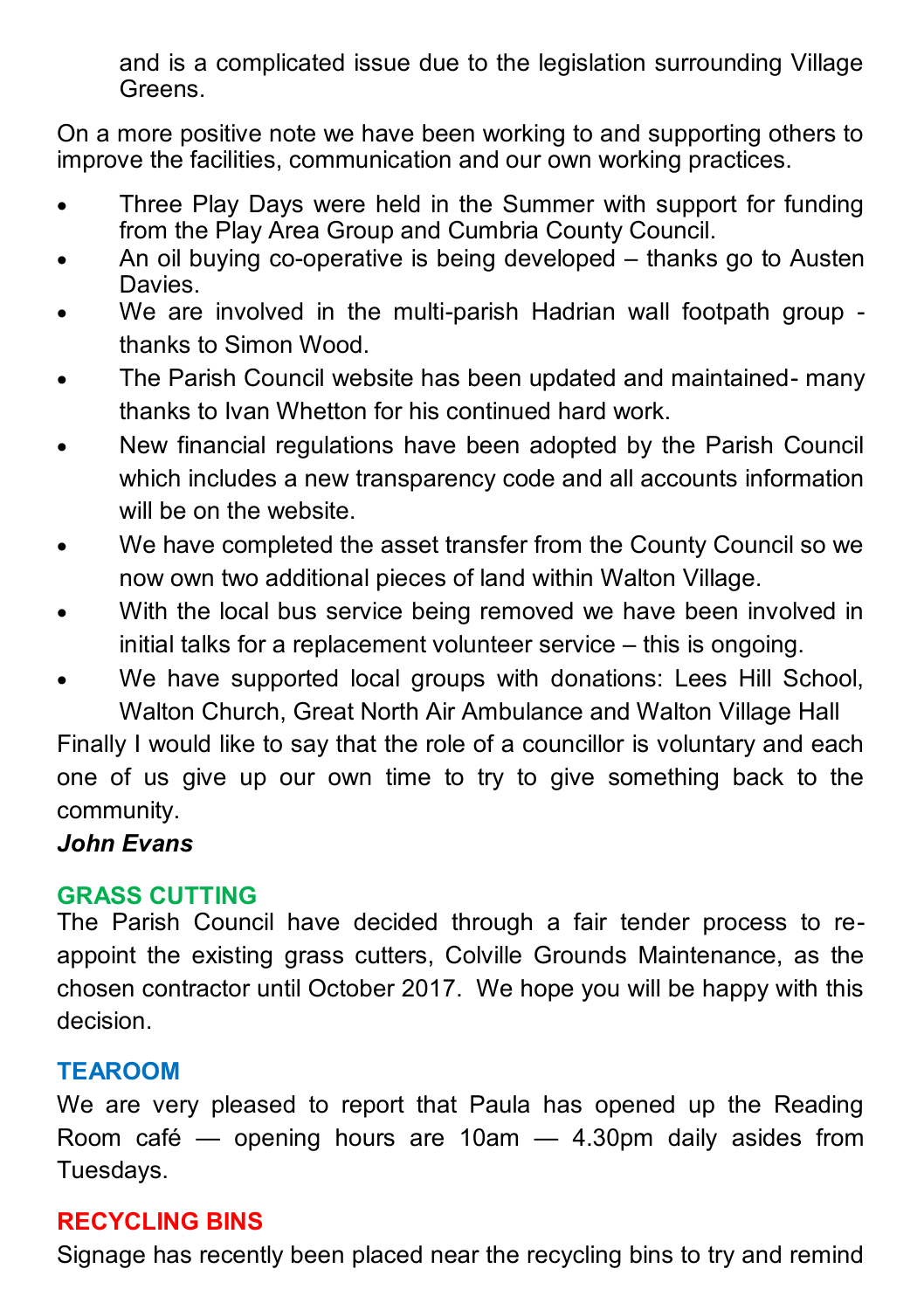and is a complicated issue due to the legislation surrounding Village Greens.

On a more positive note we have been working to and supporting others to improve the facilities, communication and our own working practices.

- Three Play Days were held in the Summer with support for funding from the Play Area Group and Cumbria County Council.
- An oil buying co-operative is being developed – thanks go to Austen Davies.
- We are involved in the multi-parish Hadrian wall footpath group - thanks to Simon Wood.
- The Parish Council website has been updated and maintained- many thanks to Ivan Whetton for his continued hard work.
- New financial regulations have been adopted by the Parish Council which includes a new transparency code and all accounts information will be on the website.
- We have completed the asset transfer from the County Council so we now own two additional pieces of land within Walton Village.
- With the local bus service being removed we have been involved in initial talks for a replacement volunteer service – this is ongoing.
- We have supported local groups with donations: Lees Hill School, Walton Church, Great North Air Ambulance and Walton Village Hall

Finally I would like to say that the role of a councillor is voluntary and each one of us give up our own time to try to give something back to the community.

***John Evans***

## GRASS CUTTING

The Parish Council have decided through a fair tender process to re-appoint the existing grass cutters, Colville Grounds Maintenance, as the chosen contractor until October 2017. We hope you will be happy with this decision.

## TEAROOM

We are very pleased to report that Paula has opened up the Reading Room café — opening hours are 10am — 4.30pm daily asides from Tuesdays.

## RECYCLING BINS

Signage has recently been placed near the recycling bins to try and remind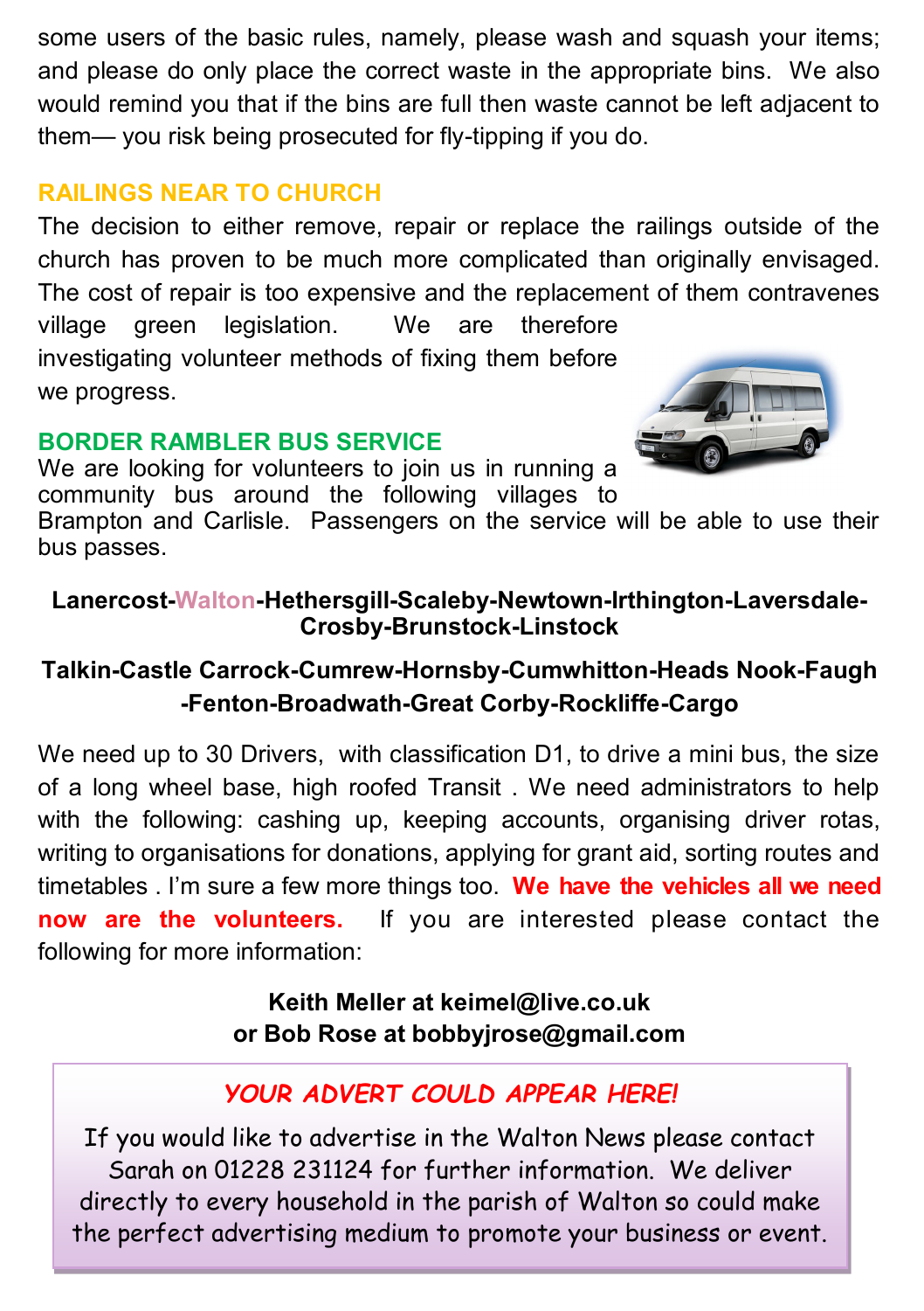some users of the basic rules, namely, please wash and squash your items; and please do only place the correct waste in the appropriate bins. We also would remind you that if the bins are full then waste cannot be left adjacent to them— you risk being prosecuted for fly-tipping if you do.

## RAILINGS NEAR TO CHURCH

The decision to either remove, repair or replace the railings outside of the church has proven to be much more complicated than originally envisaged. The cost of repair is too expensive and the replacement of them contravenes village green legislation. We are therefore investigating volunteer methods of fixing them before we progress.

## BORDER RAMBLER BUS SERVICE

We are looking for volunteers to join us in running a community bus around the following villages to Brampton and Carlisle. Passengers on the service will be able to use their bus passes.

**Lanercost-Walton-Hethersgill-Scaleby-Newtown-Irthington-Laversdale-Crosby-Brunstock-Linstock**

**Talkin-Castle Carrock-Cumrew-Hornsby-Cumwhitton-Heads Nook-Faugh-Fenton-Broadwath-Great Corby-Rockliffe-Cargo**

We need up to 30 Drivers, with classification D1, to drive a mini bus, the size of a long wheel base, high roofed Transit . We need administrators to help with the following: cashing up, keeping accounts, organising driver rotas, writing to organisations for donations, applying for grant aid, sorting routes and timetables . I'm sure a few more things too. **We have the vehicles all we need now are the volunteers.** If you are interested please contact the following for more information:

**Keith Meller at keimel@live.co.uk**
**or Bob Rose at bobbyjrose@gmail.com**

*YOUR ADVERT COULD APPEAR HERE!*

If you would like to advertise in the Walton News please contact Sarah on 01228 231124 for further information. We deliver directly to every household in the parish of Walton so could make the perfect advertising medium to promote your business or event.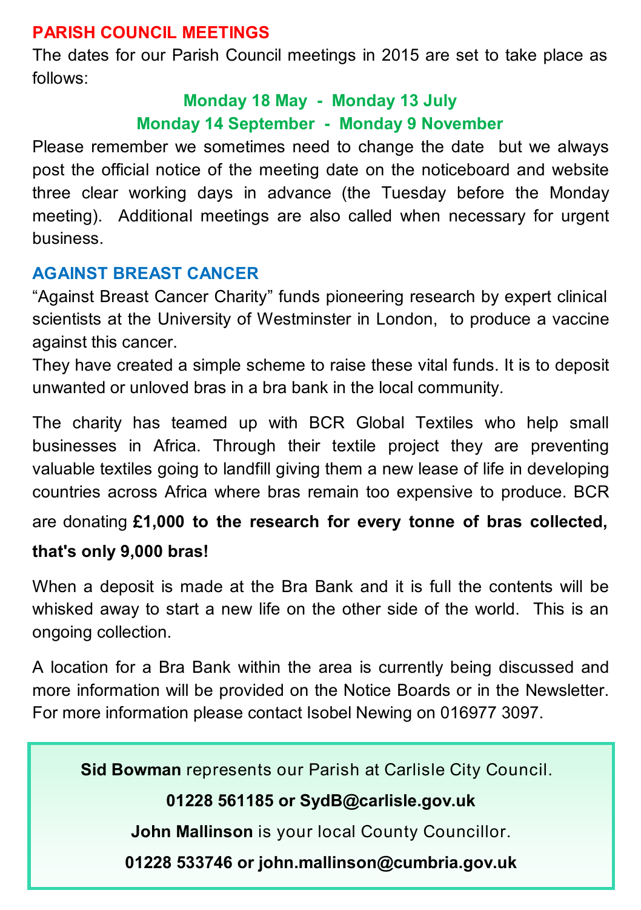## PARISH COUNCIL MEETINGS

The dates for our Parish Council meetings in 2015 are set to take place as follows:

**Monday 18 May - Monday 13 July**

**Monday 14 September - Monday 9 November**

Please remember we sometimes need to change the date but we always post the official notice of the meeting date on the noticeboard and website three clear working days in advance (the Tuesday before the Monday meeting). Additional meetings are also called when necessary for urgent business.

## AGAINST BREAST CANCER

"Against Breast Cancer Charity" funds pioneering research by expert clinical scientists at the University of Westminster in London, to produce a vaccine against this cancer.

They have created a simple scheme to raise these vital funds. It is to deposit unwanted or unloved bras in a bra bank in the local community.

The charity has teamed up with BCR Global Textiles who help small businesses in Africa. Through their textile project they are preventing valuable textiles going to landfill giving them a new lease of life in developing countries across Africa where bras remain too expensive to produce. BCR are donating **£1,000 to the research for every tonne of bras collected, that's only 9,000 bras!**

When a deposit is made at the Bra Bank and it is full the contents will be whisked away to start a new life on the other side of the world. This is an ongoing collection.

A location for a Bra Bank within the area is currently being discussed and more information will be provided on the Notice Boards or in the Newsletter. For more information please contact Isobel Newing on 016977 3097.

**Sid Bowman** represents our Parish at Carlisle City Council.

**01228 561185 or SydB@carlisle.gov.uk**

**John Mallinson** is your local County Councillor.

**01228 533746 or john.mallinson@cumbria.gov.uk**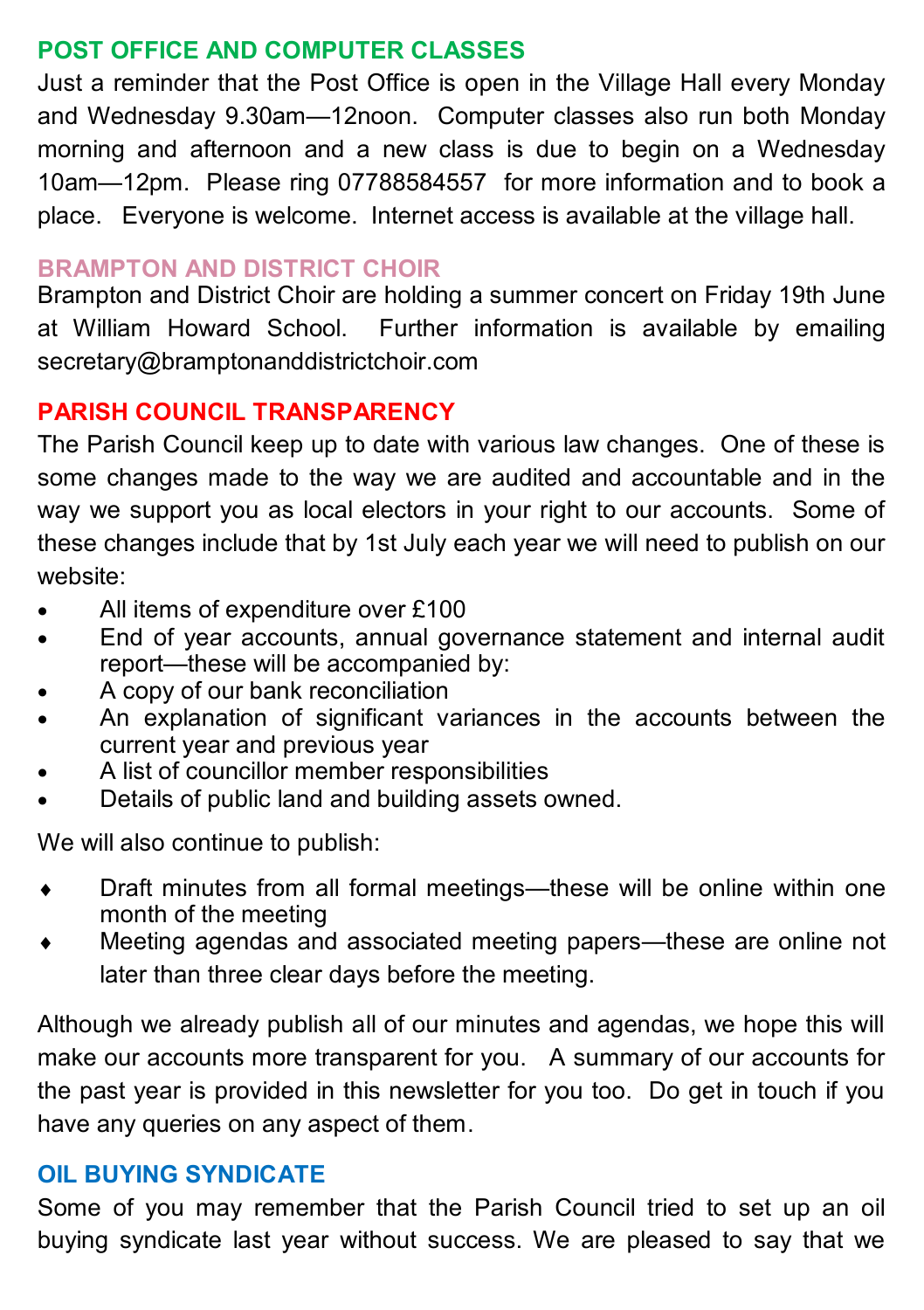## POST OFFICE AND COMPUTER CLASSES

Just a reminder that the Post Office is open in the Village Hall every Monday and Wednesday 9.30am—12noon. Computer classes also run both Monday morning and afternoon and a new class is due to begin on a Wednesday 10am—12pm. Please ring 07788584557 for more information and to book a place. Everyone is welcome. Internet access is available at the village hall.

## BRAMPTON AND DISTRICT CHOIR

Brampton and District Choir are holding a summer concert on Friday 19th June at William Howard School. Further information is available by emailing secretary@bramptonanddistrictchoir.com

## PARISH COUNCIL TRANSPARENCY

The Parish Council keep up to date with various law changes. One of these is some changes made to the way we are audited and accountable and in the way we support you as local electors in your right to our accounts. Some of these changes include that by 1st July each year we will need to publish on our website:

- All items of expenditure over £100
- End of year accounts, annual governance statement and internal audit report—these will be accompanied by:
- A copy of our bank reconciliation
- An explanation of significant variances in the accounts between the current year and previous year
- A list of councillor member responsibilities
- Details of public land and building assets owned.

We will also continue to publish:

- Draft minutes from all formal meetings—these will be online within one month of the meeting
- Meeting agendas and associated meeting papers—these are online not later than three clear days before the meeting.

Although we already publish all of our minutes and agendas, we hope this will make our accounts more transparent for you. A summary of our accounts for the past year is provided in this newsletter for you too. Do get in touch if you have any queries on any aspect of them.

## OIL BUYING SYNDICATE

Some of you may remember that the Parish Council tried to set up an oil buying syndicate last year without success. We are pleased to say that we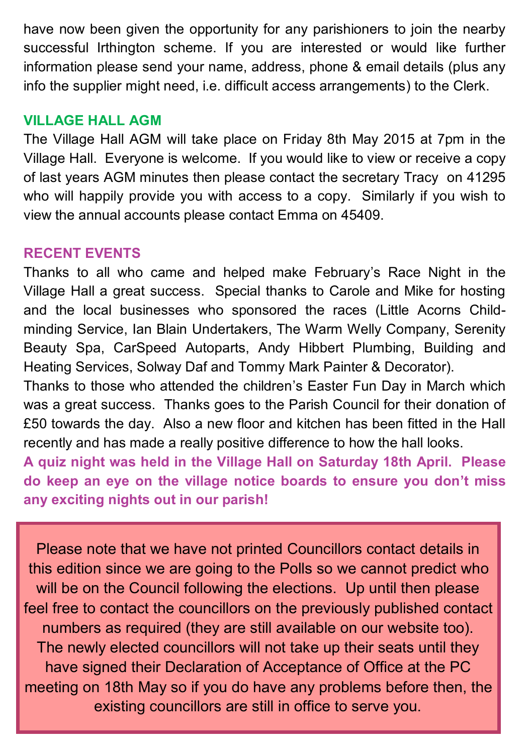have now been given the opportunity for any parishioners to join the nearby successful Irthington scheme. If you are interested or would like further information please send your name, address, phone & email details (plus any info the supplier might need, i.e. difficult access arrangements) to the Clerk.

## VILLAGE HALL AGM

The Village Hall AGM will take place on Friday 8th May 2015 at 7pm in the Village Hall. Everyone is welcome. If you would like to view or receive a copy of last years AGM minutes then please contact the secretary Tracy on 41295 who will happily provide you with access to a copy. Similarly if you wish to view the annual accounts please contact Emma on 45409.

## RECENT EVENTS

Thanks to all who came and helped make February's Race Night in the Village Hall a great success. Special thanks to Carole and Mike for hosting and the local businesses who sponsored the races (Little Acorns Child-minding Service, Ian Blain Undertakers, The Warm Welly Company, Serenity Beauty Spa, CarSpeed Autoparts, Andy Hibbert Plumbing, Building and Heating Services, Solway Daf and Tommy Mark Painter & Decorator).

Thanks to those who attended the children's Easter Fun Day in March which was a great success. Thanks goes to the Parish Council for their donation of £50 towards the day. Also a new floor and kitchen has been fitted in the Hall recently and has made a really positive difference to how the hall looks.

**A quiz night was held in the Village Hall on Saturday 18th April. Please do keep an eye on the village notice boards to ensure you don't miss any exciting nights out in our parish!**

Please note that we have not printed Councillors contact details in this edition since we are going to the Polls so we cannot predict who will be on the Council following the elections. Up until then please feel free to contact the councillors on the previously published contact numbers as required (they are still available on our website too). The newly elected councillors will not take up their seats until they have signed their Declaration of Acceptance of Office at the PC meeting on 18th May so if you do have any problems before then, the existing councillors are still in office to serve you.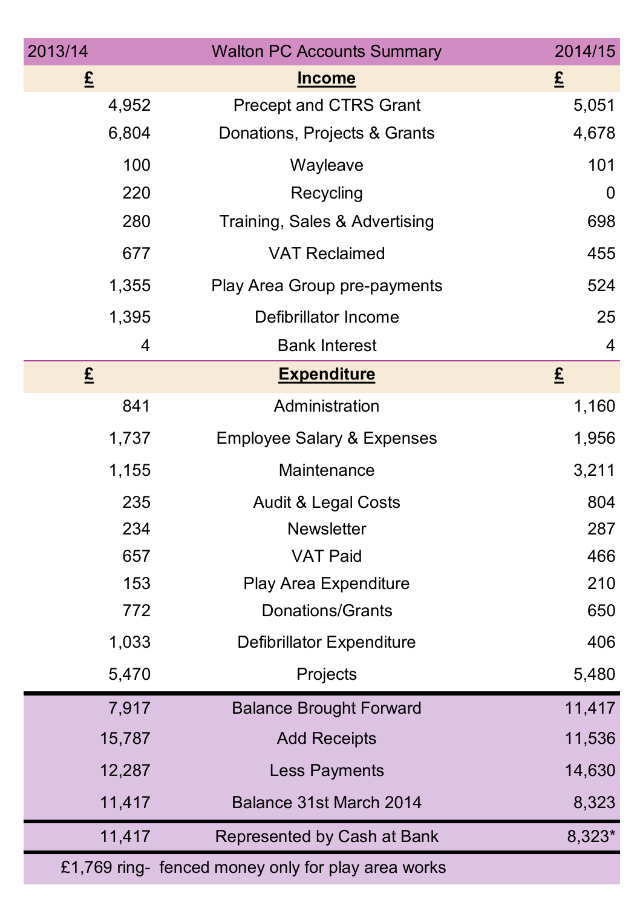| 2013/14 | Walton PC Accounts Summary | 2014/15 |
|---|---|---|
| **£** | **Income** | **£** |
| 4,952 | Precept and CTRS Grant | 5,051 |
| 6,804 | Donations, Projects & Grants | 4,678 |
| 100 | Wayleave | 101 |
| 220 | Recycling | 0 |
| 280 | Training, Sales & Advertising | 698 |
| 677 | VAT Reclaimed | 455 |
| 1,355 | Play Area Group pre-payments | 524 |
| 1,395 | Defibrillator Income | 25 |
| 4 | Bank Interest | 4 |
| **£** | **Expenditure** | **£** |
| 841 | Administration | 1,160 |
| 1,737 | Employee Salary & Expenses | 1,956 |
| 1,155 | Maintenance | 3,211 |
| 235 | Audit & Legal Costs | 804 |
| 234 | Newsletter | 287 |
| 657 | VAT Paid | 466 |
| 153 | Play Area Expenditure | 210 |
| 772 | Donations/Grants | 650 |
| 1,033 | Defibrillator Expenditure | 406 |
| 5,470 | Projects | 5,480 |
| 7,917 | Balance Brought Forward | 11,417 |
| 15,787 | Add Receipts | 11,536 |
| 12,287 | Less Payments | 14,630 |
| 11,417 | Balance 31st March 2014 | 8,323 |
| 11,417 | Represented by Cash at Bank | 8,323* |

£1,769 ring- fenced money only for play area works